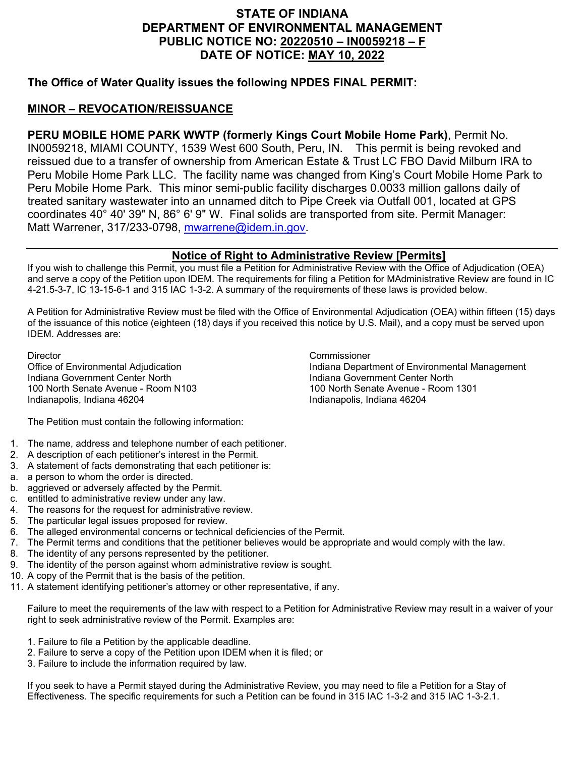# STATE OF INDIANA
# DEPARTMENT OF ENVIRONMENTAL MANAGEMENT
# PUBLIC NOTICE NO: 20220510 – IN0059218 – F
# DATE OF NOTICE: MAY 10, 2022

**The Office of Water Quality issues the following NPDES FINAL PERMIT:**

**MINOR – REVOCATION/REISSUANCE**

**PERU MOBILE HOME PARK WWTP (formerly Kings Court Mobile Home Park)**, Permit No. IN0059218, MIAMI COUNTY, 1539 West 600 South, Peru, IN. This permit is being revoked and reissued due to a transfer of ownership from American Estate & Trust LC FBO David Milburn IRA to Peru Mobile Home Park LLC. The facility name was changed from King's Court Mobile Home Park to Peru Mobile Home Park. This minor semi-public facility discharges 0.0033 million gallons daily of treated sanitary wastewater into an unnamed ditch to Pipe Creek via Outfall 001, located at GPS coordinates 40° 40' 39" N, 86° 6' 9" W. Final solids are transported from site. Permit Manager: Matt Warrener, 317/233-0798, mwarrene@idem.in.gov.

---

## Notice of Right to Administrative Review [Permits]

If you wish to challenge this Permit, you must file a Petition for Administrative Review with the Office of Adjudication (OEA) and serve a copy of the Petition upon IDEM. The requirements for filing a Petition for MAdministrative Review are found in IC 4-21.5-3-7, IC 13-15-6-1 and 315 IAC 1-3-2. A summary of the requirements of these laws is provided below.

A Petition for Administrative Review must be filed with the Office of Environmental Adjudication (OEA) within fifteen (15) days of the issuance of this notice (eighteen (18) days if you received this notice by U.S. Mail), and a copy must be served upon IDEM. Addresses are:

Director
Office of Environmental Adjudication
Indiana Government Center North
100 North Senate Avenue - Room N103
Indianapolis, Indiana 46204

Commissioner
Indiana Department of Environmental Management
Indiana Government Center North
100 North Senate Avenue - Room 1301
Indianapolis, Indiana 46204

The Petition must contain the following information:

1. The name, address and telephone number of each petitioner.
2. A description of each petitioner's interest in the Permit.
3. A statement of facts demonstrating that each petitioner is:
   a. a person to whom the order is directed.
   b. aggrieved or adversely affected by the Permit.
   c. entitled to administrative review under any law.
4. The reasons for the request for administrative review.
5. The particular legal issues proposed for review.
6. The alleged environmental concerns or technical deficiencies of the Permit.
7. The Permit terms and conditions that the petitioner believes would be appropriate and would comply with the law.
8. The identity of any persons represented by the petitioner.
9. The identity of the person against whom administrative review is sought.
10. A copy of the Permit that is the basis of the petition.
11. A statement identifying petitioner's attorney or other representative, if any.

Failure to meet the requirements of the law with respect to a Petition for Administrative Review may result in a waiver of your right to seek administrative review of the Permit. Examples are:

1. Failure to file a Petition by the applicable deadline.
2. Failure to serve a copy of the Petition upon IDEM when it is filed; or
3. Failure to include the information required by law.

If you seek to have a Permit stayed during the Administrative Review, you may need to file a Petition for a Stay of Effectiveness. The specific requirements for such a Petition can be found in 315 IAC 1-3-2 and 315 IAC 1-3-2.1.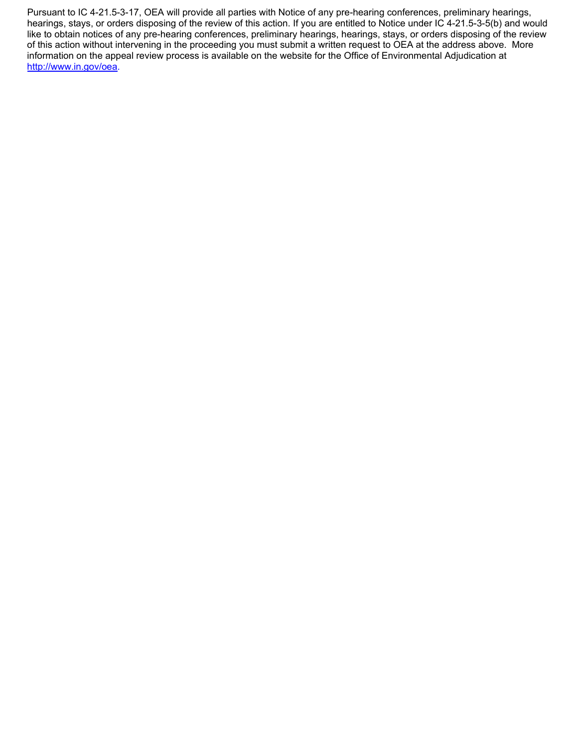Pursuant to IC 4-21.5-3-17, OEA will provide all parties with Notice of any pre-hearing conferences, preliminary hearings, hearings, stays, or orders disposing of the review of this action. If you are entitled to Notice under IC 4-21.5-3-5(b) and would like to obtain notices of any pre-hearing conferences, preliminary hearings, hearings, stays, or orders disposing of the review of this action without intervening in the proceeding you must submit a written request to OEA at the address above. More information on the appeal review process is available on the website for the Office of Environmental Adjudication at http://www.in.gov/oea.